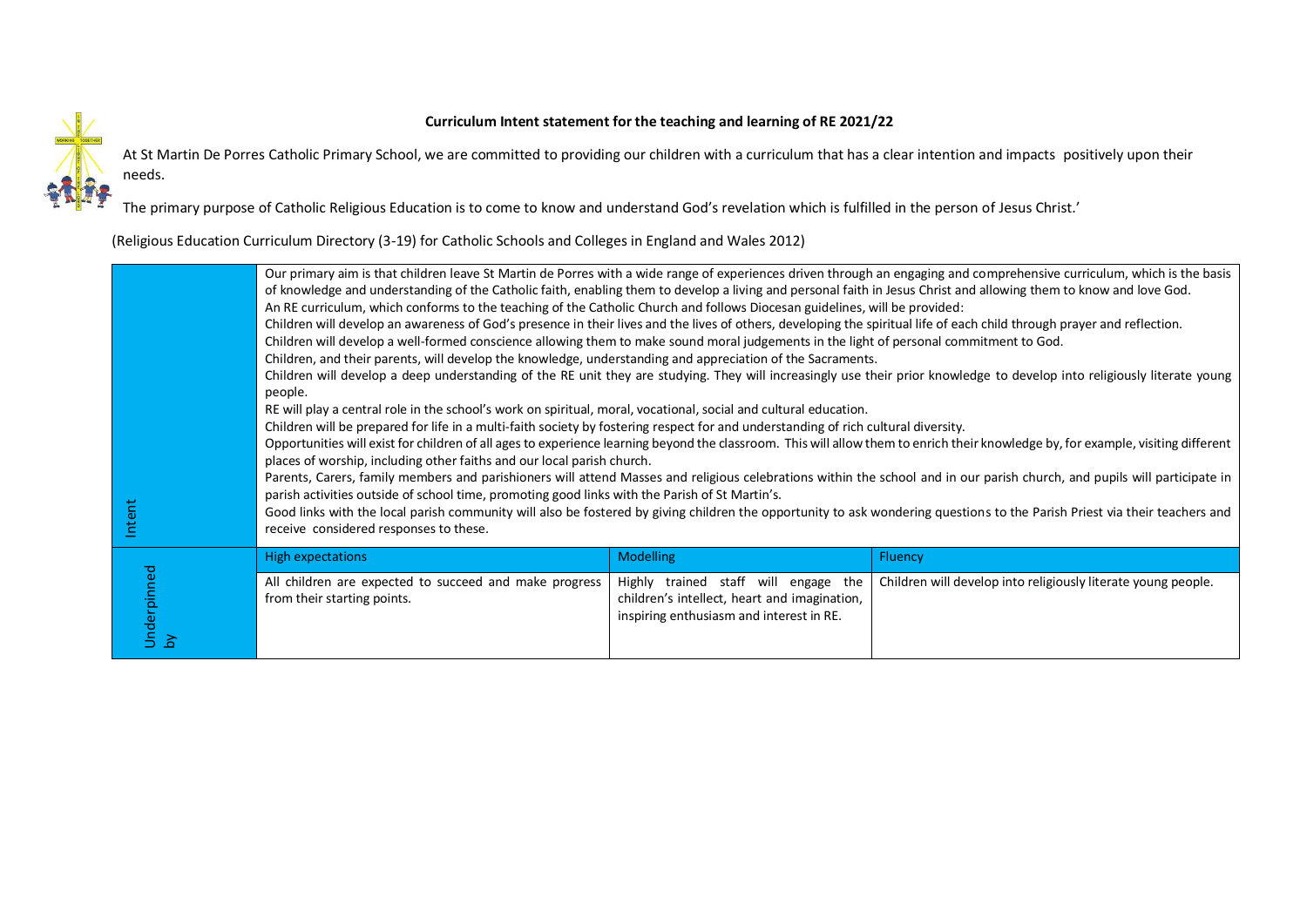**Curriculum Intent statement for the teaching and learning of RE 2021/22**

At St Martin De Porres Catholic Primary School, we are committed to providing our children with a curriculum that has a clear intention and impacts positively upon their needs.

The primary purpose of Catholic Religious Education is to come to know and understand God's revelation which is fulfilled in the person of Jesus Christ.'

(Religious Education Curriculum Directory (3-19) for Catholic Schools and Colleges in England and Wales 2012)

| Intent | Our primary aim is that children leave St Martin de Porres with a wide range of experiences driven through an engaging and comprehensive curriculum, which is the basis of knowledge and understanding of the Catholic faith, enabling them to develop a living and personal faith in Jesus Christ and allowing them to know and love God.<br>An RE curriculum, which conforms to the teaching of the Catholic Church and follows Diocesan guidelines, will be provided:<br>Children will develop an awareness of God's presence in their lives and the lives of others, developing the spiritual life of each child through prayer and reflection.<br>Children will develop a well-formed conscience allowing them to make sound moral judgements in the light of personal commitment to God.<br>Children, and their parents, will develop the knowledge, understanding and appreciation of the Sacraments.<br>Children will develop a deep understanding of the RE unit they are studying. They will increasingly use their prior knowledge to develop into religiously literate young people.<br>RE will play a central role in the school's work on spiritual, moral, vocational, social and cultural education.<br>Children will be prepared for life in a multi-faith society by fostering respect for and understanding of rich cultural diversity.<br>Opportunities will exist for children of all ages to experience learning beyond the classroom. This will allow them to enrich their knowledge by, for example, visiting different places of worship, including other faiths and our local parish church.<br>Parents, Carers, family members and parishioners will attend Masses and religious celebrations within the school and in our parish church, and pupils will participate in parish activities outside of school time, promoting good links with the Parish of St Martin's.<br>Good links with the local parish community will also be fostered by giving children the opportunity to ask wondering questions to the Parish Priest via their teachers and receive considered responses to these. | | |
|---|---|---|---|
| Underpinned by | **High expectations** | **Modelling** | **Fluency** |
| | All children are expected to succeed and make progress from their starting points. | Highly trained staff will engage the children's intellect, heart and imagination, inspiring enthusiasm and interest in RE. | Children will develop into religiously literate young people. |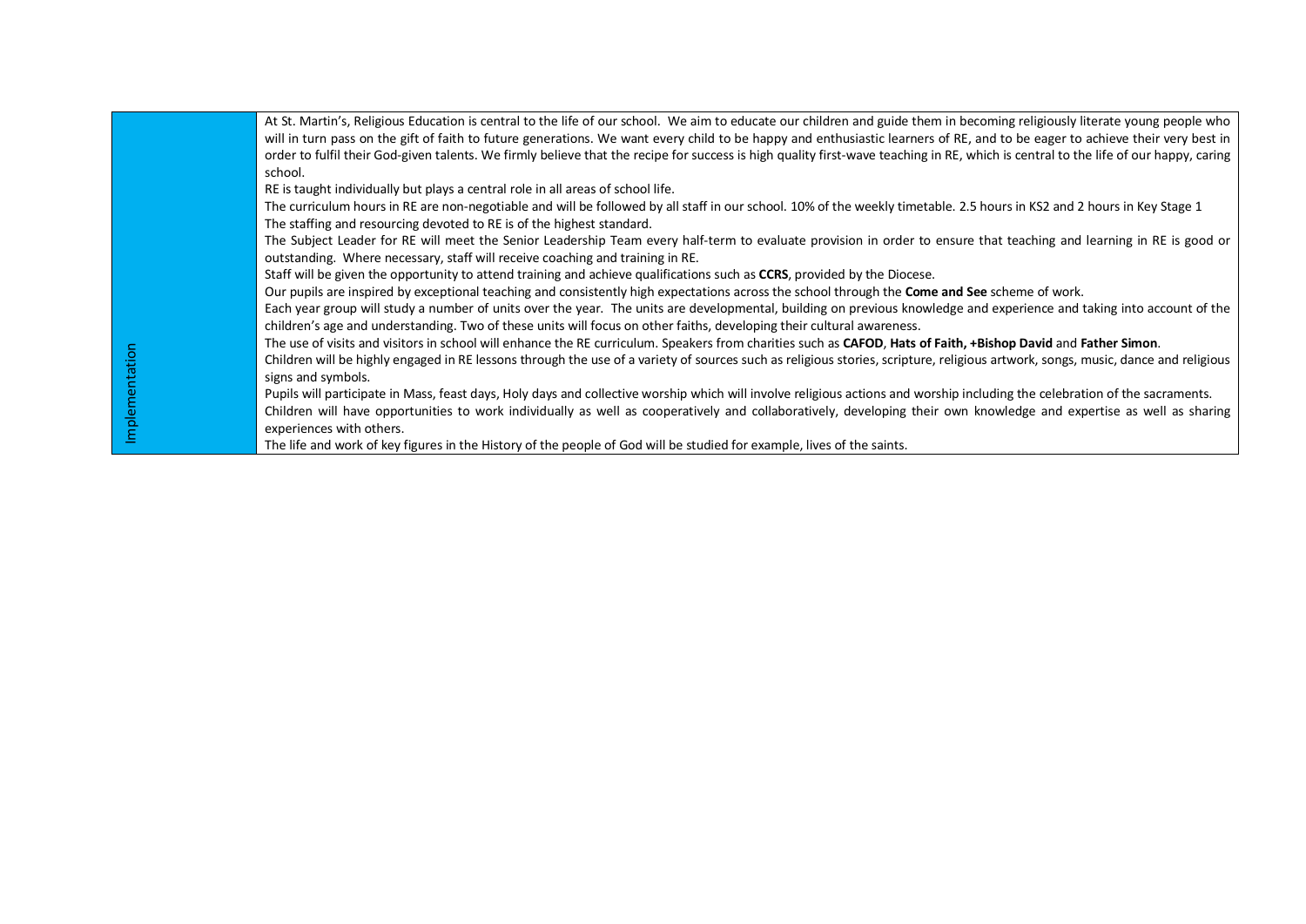| Implementation | |
|---|---|
| Implementation | At St. Martin's, Religious Education is central to the life of our school. We aim to educate our children and guide them in becoming religiously literate young people who will in turn pass on the gift of faith to future generations. We want every child to be happy and enthusiastic learners of RE, and to be eager to achieve their very best in order to fulfil their God-given talents. We firmly believe that the recipe for success is high quality first-wave teaching in RE, which is central to the life of our happy, caring school.<br>RE is taught individually but plays a central role in all areas of school life.<br>The curriculum hours in RE are non-negotiable and will be followed by all staff in our school. 10% of the weekly timetable. 2.5 hours in KS2 and 2 hours in Key Stage 1<br>The staffing and resourcing devoted to RE is of the highest standard.<br>The Subject Leader for RE will meet the Senior Leadership Team every half-term to evaluate provision in order to ensure that teaching and learning in RE is good or outstanding. Where necessary, staff will receive coaching and training in RE.<br>Staff will be given the opportunity to attend training and achieve qualifications such as **CCRS**, provided by the Diocese.<br>Our pupils are inspired by exceptional teaching and consistently high expectations across the school through the **Come and See** scheme of work.<br>Each year group will study a number of units over the year. The units are developmental, building on previous knowledge and experience and taking into account of the children's age and understanding. Two of these units will focus on other faiths, developing their cultural awareness.<br>The use of visits and visitors in school will enhance the RE curriculum. Speakers from charities such as **CAFOD**, **Hats of Faith, +Bishop David** and **Father Simon**.<br>Children will be highly engaged in RE lessons through the use of a variety of sources such as religious stories, scripture, religious artwork, songs, music, dance and religious signs and symbols.<br>Pupils will participate in Mass, feast days, Holy days and collective worship which will involve religious actions and worship including the celebration of the sacraments.<br>Children will have opportunities to work individually as well as cooperatively and collaboratively, developing their own knowledge and expertise as well as sharing experiences with others.<br>The life and work of key figures in the History of the people of God will be studied for example, lives of the saints. |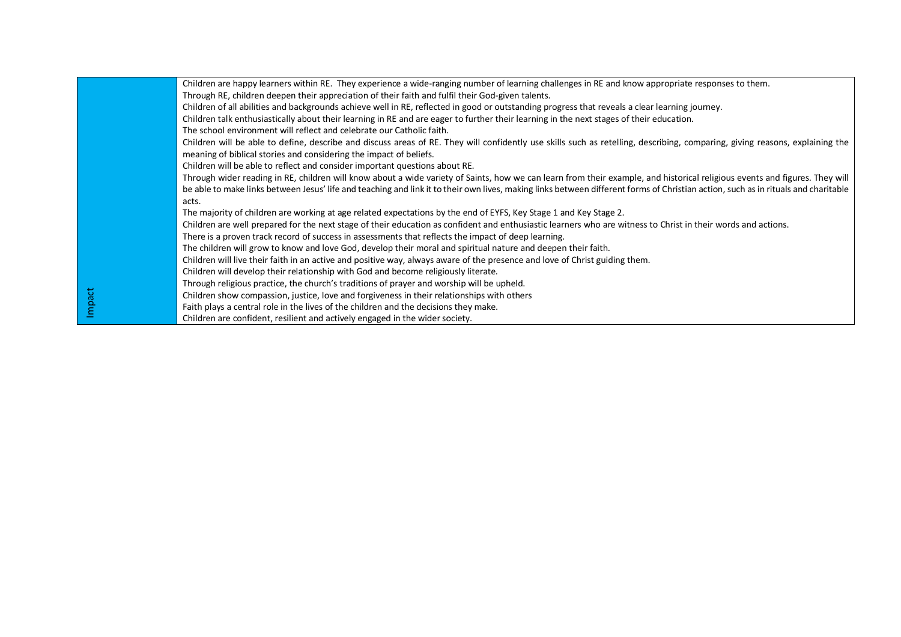| | |
|---|---|
| Impact | Children are happy learners within RE. They experience a wide-ranging number of learning challenges in RE and know appropriate responses to them.<br>Through RE, children deepen their appreciation of their faith and fulfil their God-given talents.<br>Children of all abilities and backgrounds achieve well in RE, reflected in good or outstanding progress that reveals a clear learning journey.<br>Children talk enthusiastically about their learning in RE and are eager to further their learning in the next stages of their education.<br>The school environment will reflect and celebrate our Catholic faith.<br>Children will be able to define, describe and discuss areas of RE. They will confidently use skills such as retelling, describing, comparing, giving reasons, explaining the meaning of biblical stories and considering the impact of beliefs.<br>Children will be able to reflect and consider important questions about RE.<br>Through wider reading in RE, children will know about a wide variety of Saints, how we can learn from their example, and historical religious events and figures. They will be able to make links between Jesus' life and teaching and link it to their own lives, making links between different forms of Christian action, such as in rituals and charitable acts.<br>The majority of children are working at age related expectations by the end of EYFS, Key Stage 1 and Key Stage 2.<br>Children are well prepared for the next stage of their education as confident and enthusiastic learners who are witness to Christ in their words and actions.<br>There is a proven track record of success in assessments that reflects the impact of deep learning.<br>The children will grow to know and love God, develop their moral and spiritual nature and deepen their faith.<br>Children will live their faith in an active and positive way, always aware of the presence and love of Christ guiding them.<br>Children will develop their relationship with God and become religiously literate.<br>Through religious practice, the church's traditions of prayer and worship will be upheld.<br>Children show compassion, justice, love and forgiveness in their relationships with others<br>Faith plays a central role in the lives of the children and the decisions they make.<br>Children are confident, resilient and actively engaged in the wider society. |